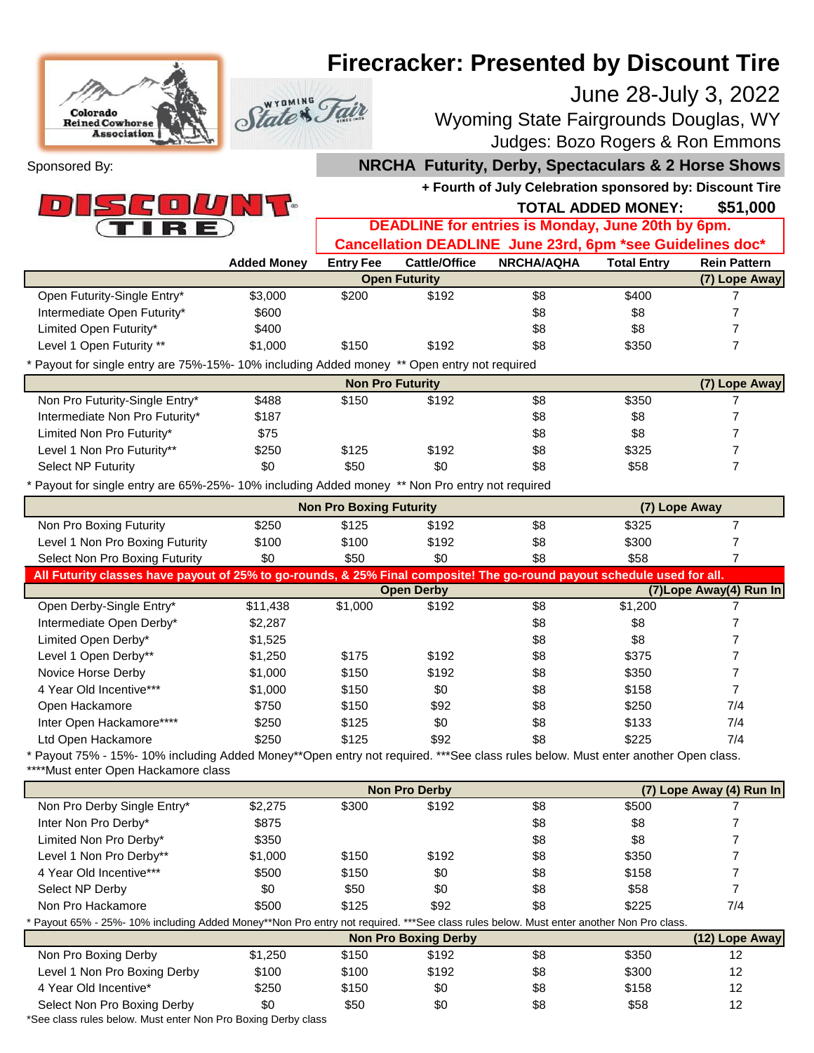# Firecracker: Presented by Discount Tire

June 28-July 3, 2022

Wyoming State Fairgrounds Douglas, WY

Judges: Bozo Rogers & Ron Emmons

Colorado Reined Cowhorse Association

Wyoming State Fair

Sponsored By: DISCOUNT TIRE

## NRCHA Futurity, Derby, Spectaculars & 2 Horse Shows

**+ Fourth of July Celebration sponsored by: Discount Tire**

**TOTAL ADDED MONEY: $51,000**

**DEADLINE for entries is Monday, June 20th by 6pm.**

**Cancellation DEADLINE June 23rd, 6pm *see Guidelines doc***

| | Added Money | Entry Fee | Cattle/Office | NRCHA/AQHA | Total Entry | Rein Pattern |
|---|---|---|---|---|---|---|
| **Open Futurity** | | | | | | **(7) Lope Away** |
| Open Futurity-Single Entry* | $3,000 | $200 | $192 | $8 | $400 | 7 |
| Intermediate Open Futurity* | $600 | | | $8 | $8 | 7 |
| Limited Open Futurity* | $400 | | | $8 | $8 | 7 |
| Level 1 Open Futurity ** | $1,000 | $150 | $192 | $8 | $350 | 7 |
| * Payout for single entry are 75%-15%- 10% including Added money ** Open entry not required | | | | | | |
| **Non Pro Futurity** | | | | | | **(7) Lope Away** |
| Non Pro Futurity-Single Entry* | $488 | $150 | $192 | $8 | $350 | 7 |
| Intermediate Non Pro Futurity* | $187 | | | $8 | $8 | 7 |
| Limited Non Pro Futurity* | $75 | | | $8 | $8 | 7 |
| Level 1 Non Pro Futurity** | $250 | $125 | $192 | $8 | $325 | 7 |
| Select NP Futurity | $0 | $50 | $0 | $8 | $58 | 7 |
| * Payout for single entry are 65%-25%- 10% including Added money ** Non Pro entry not required | | | | | | |
| **Non Pro Boxing Futurity** | | | | | | **(7) Lope Away** |
| Non Pro Boxing Futurity | $250 | $125 | $192 | $8 | $325 | 7 |
| Level 1 Non Pro Boxing Futurity | $100 | $100 | $192 | $8 | $300 | 7 |
| Select Non Pro Boxing Futurity | $0 | $50 | $0 | $8 | $58 | 7 |
| **All Futurity classes have payout of 25% to go-rounds, & 25% Final composite! The go-round payout schedule used for all.** | | | | | | |
| **Open Derby** | | | | | | **(7)Lope Away(4) Run In** |
| Open Derby-Single Entry* | $11,438 | $1,000 | $192 | $8 | $1,200 | 7 |
| Intermediate Open Derby* | $2,287 | | | $8 | $8 | 7 |
| Limited Open Derby* | $1,525 | | | $8 | $8 | 7 |
| Level 1 Open Derby** | $1,250 | $175 | $192 | $8 | $375 | 7 |
| Novice Horse Derby | $1,000 | $150 | $192 | $8 | $350 | 7 |
| 4 Year Old Incentive*** | $1,000 | $150 | $0 | $8 | $158 | 7 |
| Open Hackamore | $750 | $150 | $92 | $8 | $250 | 7/4 |
| Inter Open Hackamore**** | $250 | $125 | $0 | $8 | $133 | 7/4 |
| Ltd Open Hackamore | $250 | $125 | $92 | $8 | $225 | 7/4 |
| * Payout 75% - 15%- 10% including Added Money**Open entry not required. ***See class rules below. Must enter another Open class. ****Must enter Open Hackamore class | | | | | | |
| **Non Pro Derby** | | | | | | **(7) Lope Away (4) Run In** |
| Non Pro Derby Single Entry* | $2,275 | $300 | $192 | $8 | $500 | 7 |
| Inter Non Pro Derby* | $875 | | | $8 | $8 | 7 |
| Limited Non Pro Derby* | $350 | | | $8 | $8 | 7 |
| Level 1 Non Pro Derby** | $1,000 | $150 | $192 | $8 | $350 | 7 |
| 4 Year Old Incentive*** | $500 | $150 | $0 | $8 | $158 | 7 |
| Select NP Derby | $0 | $50 | $0 | $8 | $58 | 7 |
| Non Pro Hackamore | $500 | $125 | $92 | $8 | $225 | 7/4 |
| * Payout 65% - 25%- 10% including Added Money**Non Pro entry not required. ***See class rules below. Must enter another Non Pro class. | | | | | | |
| **Non Pro Boxing Derby** | | | | | | **(12) Lope Away** |
| Non Pro Boxing Derby | $1,250 | $150 | $192 | $8 | $350 | 12 |
| Level 1 Non Pro Boxing Derby | $100 | $100 | $192 | $8 | $300 | 12 |
| 4 Year Old Incentive* | $250 | $150 | $0 | $8 | $158 | 12 |
| Select Non Pro Boxing Derby | $0 | $50 | $0 | $8 | $58 | 12 |

*See class rules below. Must enter Non Pro Boxing Derby class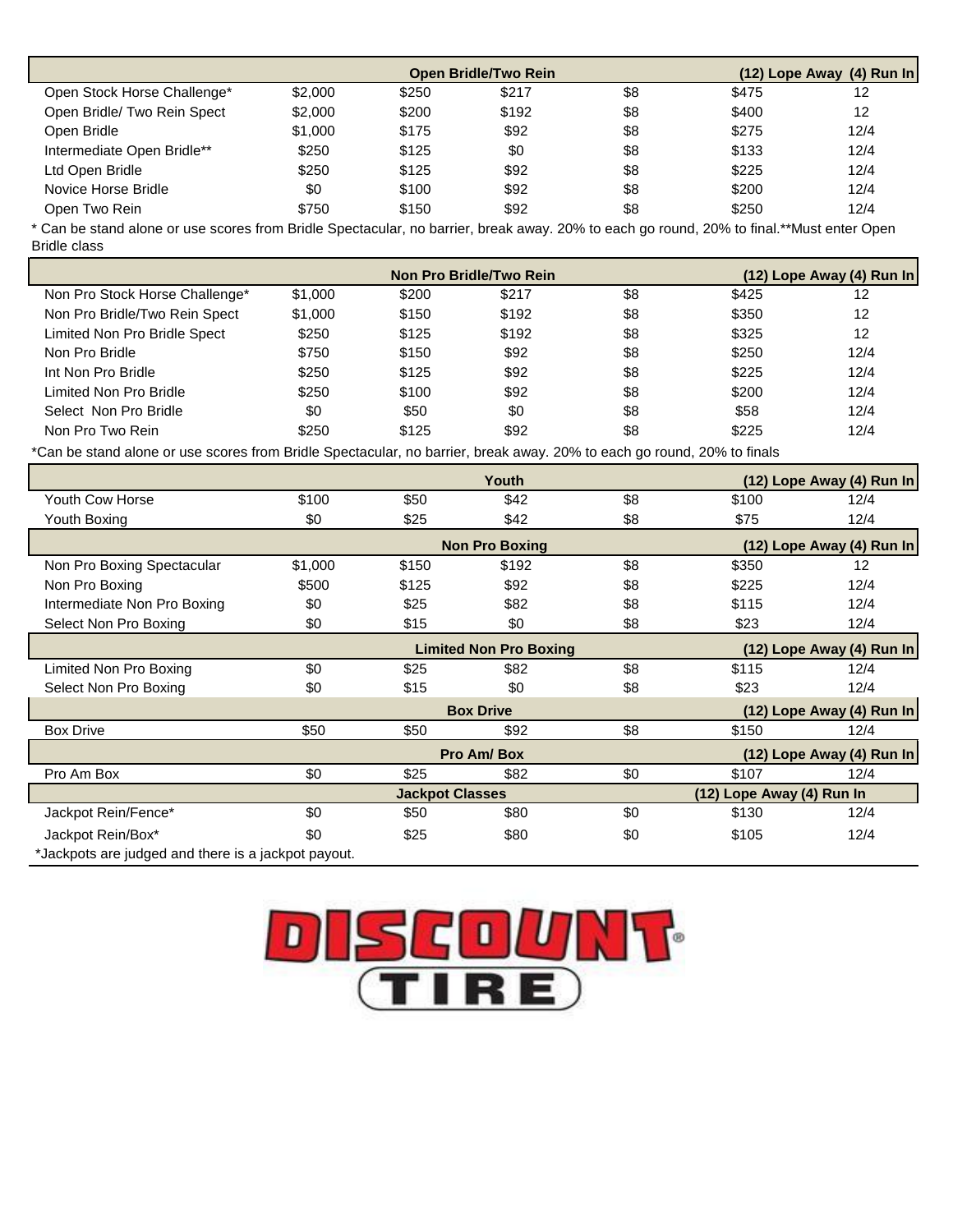| | | | Open Bridle/Two Rein | | | (12) Lope Away (4) Run In |
|---|---|---|---|---|---|---|
| Open Stock Horse Challenge* | $2,000 | $250 | $217 | $8 | $475 | 12 |
| Open Bridle/ Two Rein Spect | $2,000 | $200 | $192 | $8 | $400 | 12 |
| Open Bridle | $1,000 | $175 | $92 | $8 | $275 | 12/4 |
| Intermediate Open Bridle** | $250 | $125 | $0 | $8 | $133 | 12/4 |
| Ltd Open Bridle | $250 | $125 | $92 | $8 | $225 | 12/4 |
| Novice Horse Bridle | $0 | $100 | $92 | $8 | $200 | 12/4 |
| Open Two Rein | $750 | $150 | $92 | $8 | $250 | 12/4 |

* Can be stand alone or use scores from Bridle Spectacular, no barrier, break away. 20% to each go round, 20% to final.**Must enter Open Bridle class

| | | | Non Pro Bridle/Two Rein | | | (12) Lope Away (4) Run In |
|---|---|---|---|---|---|---|
| Non Pro Stock Horse Challenge* | $1,000 | $200 | $217 | $8 | $425 | 12 |
| Non Pro Bridle/Two Rein Spect | $1,000 | $150 | $192 | $8 | $350 | 12 |
| Limited Non Pro Bridle Spect | $250 | $125 | $192 | $8 | $325 | 12 |
| Non Pro Bridle | $750 | $150 | $92 | $8 | $250 | 12/4 |
| Int Non Pro Bridle | $250 | $125 | $92 | $8 | $225 | 12/4 |
| Limited Non Pro Bridle | $250 | $100 | $92 | $8 | $200 | 12/4 |
| Select Non Pro Bridle | $0 | $50 | $0 | $8 | $58 | 12/4 |
| Non Pro Two Rein | $250 | $125 | $92 | $8 | $225 | 12/4 |

*Can be stand alone or use scores from Bridle Spectacular, no barrier, break away. 20% to each go round, 20% to finals

| | | | Youth | | | (12) Lope Away (4) Run In |
|---|---|---|---|---|---|---|
| Youth Cow Horse | $100 | $50 | $42 | $8 | $100 | 12/4 |
| Youth Boxing | $0 | $25 | $42 | $8 | $75 | 12/4 |
| | | | **Non Pro Boxing** | | | **(12) Lope Away (4) Run In** |
| Non Pro Boxing Spectacular | $1,000 | $150 | $192 | $8 | $350 | 12 |
| Non Pro Boxing | $500 | $125 | $92 | $8 | $225 | 12/4 |
| Intermediate Non Pro Boxing | $0 | $25 | $82 | $8 | $115 | 12/4 |
| Select Non Pro Boxing | $0 | $15 | $0 | $8 | $23 | 12/4 |
| | | | **Limited Non Pro Boxing** | | | **(12) Lope Away (4) Run In** |
| Limited Non Pro Boxing | $0 | $25 | $82 | $8 | $115 | 12/4 |
| Select Non Pro Boxing | $0 | $15 | $0 | $8 | $23 | 12/4 |
| | | | **Box Drive** | | | **(12) Lope Away (4) Run In** |
| Box Drive | $50 | $50 | $92 | $8 | $150 | 12/4 |
| | | | **Pro Am/ Box** | | | **(12) Lope Away (4) Run In** |
| Pro Am Box | $0 | $25 | $82 | $0 | $107 | 12/4 |
| | | | **Jackpot Classes** | | **(12) Lope Away (4) Run In** | |
| Jackpot Rein/Fence* | $0 | $50 | $80 | $0 | $130 | 12/4 |
| Jackpot Rein/Box* | $0 | $25 | $80 | $0 | $105 | 12/4 |

*Jackpots are judged and there is a jackpot payout.

DISCOUNT TIRE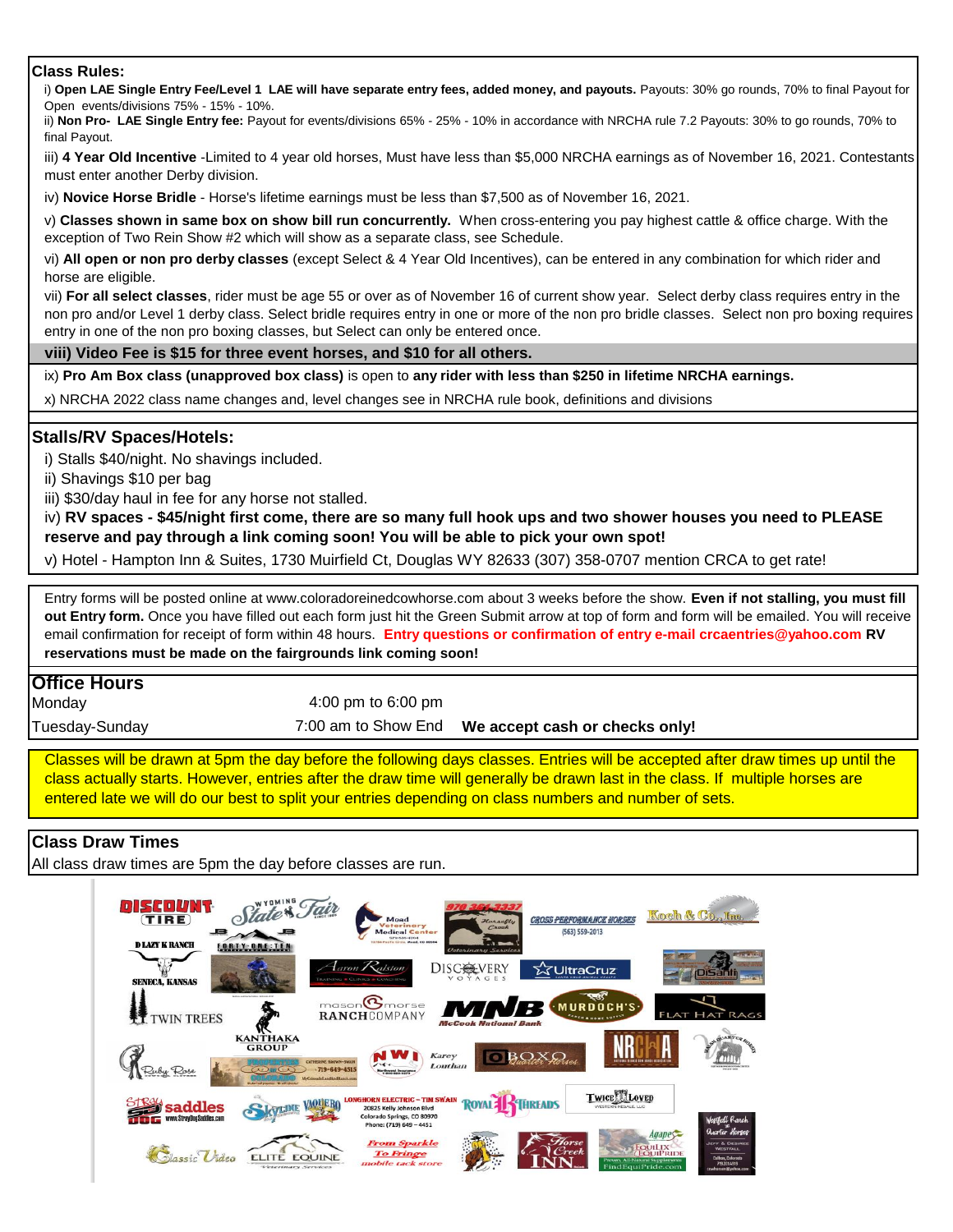## Class Rules:

i) **Open LAE Single Entry Fee/Level 1 LAE will have separate entry fees, added money, and payouts.** Payouts: 30% go rounds, 70% to final Payout for Open events/divisions 75% - 15% - 10%.

ii) **Non Pro- LAE Single Entry fee:** Payout for events/divisions 65% - 25% - 10% in accordance with NRCHA rule 7.2 Payouts: 30% to go rounds, 70% to final Payout.

iii) **4 Year Old Incentive** -Limited to 4 year old horses, Must have less than $5,000 NRCHA earnings as of November 16, 2021. Contestants must enter another Derby division.

iv) **Novice Horse Bridle** - Horse's lifetime earnings must be less than $7,500 as of November 16, 2021.

v) **Classes shown in same box on show bill run concurrently.** When cross-entering you pay highest cattle & office charge. With the exception of Two Rein Show #2 which will show as a separate class, see Schedule.

vi) **All open or non pro derby classes** (except Select & 4 Year Old Incentives), can be entered in any combination for which rider and horse are eligible.

vii) **For all select classes**, rider must be age 55 or over as of November 16 of current show year. Select derby class requires entry in the non pro and/or Level 1 derby class. Select bridle requires entry in one or more of the non pro bridle classes. Select non pro boxing requires entry in one of the non pro boxing classes, but Select can only be entered once.

**viii) Video Fee is $15 for three event horses, and $10 for all others.**

ix) **Pro Am Box class (unapproved box class)** is open to **any rider with less than $250 in lifetime NRCHA earnings.**

x) NRCHA 2022 class name changes and, level changes see in NRCHA rule book, definitions and divisions

## Stalls/RV Spaces/Hotels:

i) Stalls $40/night. No shavings included.

ii) Shavings $10 per bag

iii) $30/day haul in fee for any horse not stalled.

iv) **RV spaces - $45/night first come, there are so many full hook ups and two shower houses you need to PLEASE reserve and pay through a link coming soon! You will be able to pick your own spot!**

v) Hotel - Hampton Inn & Suites, 1730 Muirfield Ct, Douglas WY 82633 (307) 358-0707 mention CRCA to get rate!

Entry forms will be posted online at www.coloradoreinedcowhorse.com about 3 weeks before the show. **Even if not stalling, you must fill out Entry form.** Once you have filled out each form just hit the Green Submit arrow at top of form and form will be emailed. You will receive email confirmation for receipt of form within 48 hours. **Entry questions or confirmation of entry e-mail crcaentries@yahoo.com RV reservations must be made on the fairgrounds link coming soon!**

## Office Hours

| | | |
|---|---|---|
| Monday | 4:00 pm to 6:00 pm | |
| Tuesday-Sunday | 7:00 am to Show End | **We accept cash or checks only!** |

Classes will be drawn at 5pm the day before the following days classes. Entries will be accepted after draw times up until the class actually starts. However, entries after the draw time will generally be drawn last in the class. If multiple horses are entered late we will do our best to split your entries depending on class numbers and number of sets.

## Class Draw Times

All class draw times are 5pm the day before classes are run.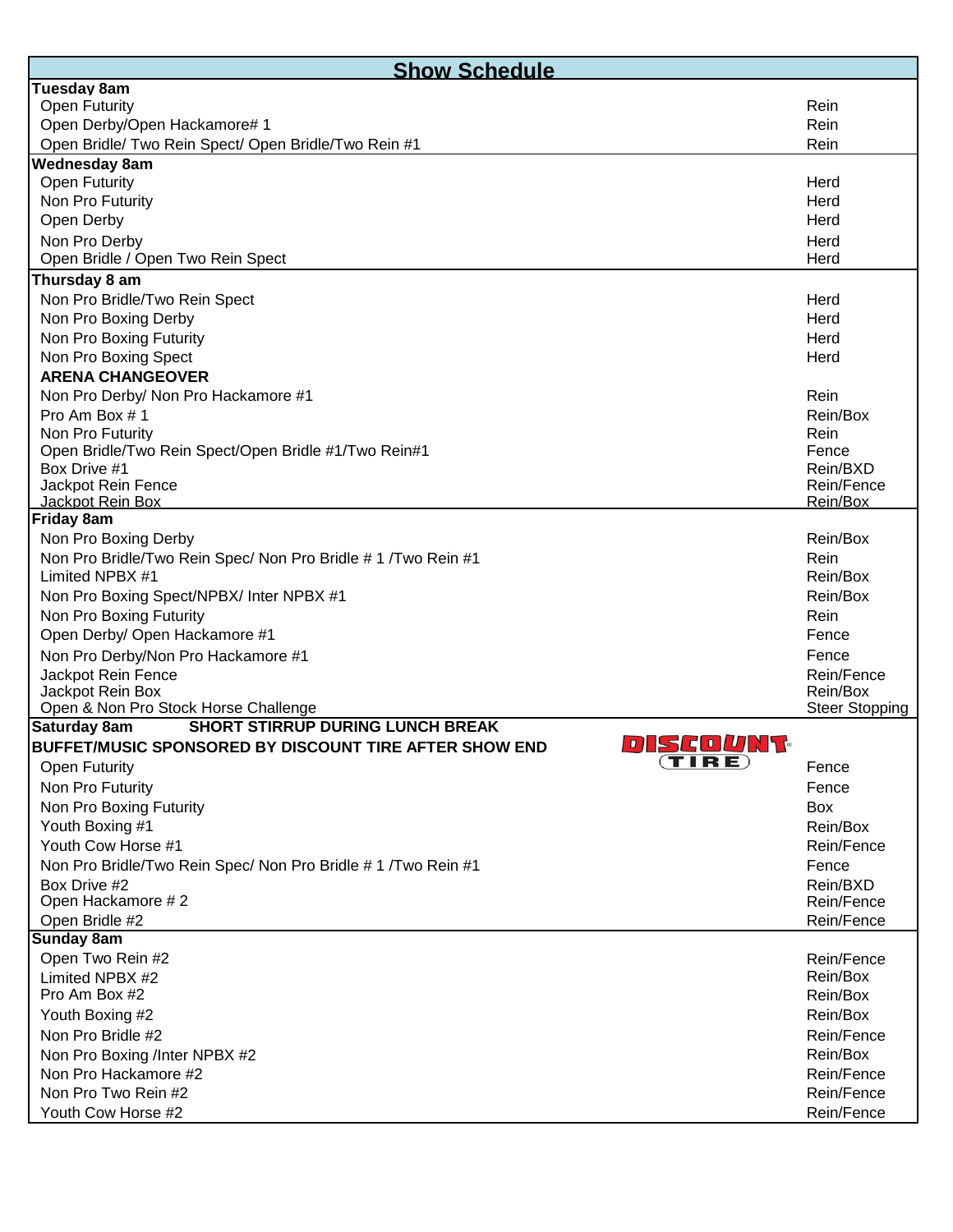| Show Schedule | |
|---|---|
| **Tuesday 8am** | |
| Open Futurity | Rein |
| Open Derby/Open Hackamore# 1 | Rein |
| Open Bridle/ Two Rein Spect/ Open Bridle/Two Rein #1 | Rein |
| **Wednesday 8am** | |
| Open Futurity | Herd |
| Non Pro Futurity | Herd |
| Open Derby | Herd |
| Non Pro Derby | Herd |
| Open Bridle / Open Two Rein Spect | Herd |
| **Thursday 8 am** | |
| Non Pro Bridle/Two Rein Spect | Herd |
| Non Pro Boxing Derby | Herd |
| Non Pro Boxing Futurity | Herd |
| Non Pro Boxing Spect | Herd |
| **ARENA CHANGEOVER** | |
| Non Pro Derby/ Non Pro Hackamore #1 | Rein |
| Pro Am Box # 1 | Rein/Box |
| Non Pro Futurity | Rein |
| Open Bridle/Two Rein Spect/Open Bridle #1/Two Rein#1 | Fence |
| Box Drive #1 | Rein/BXD |
| Jackpot Rein Fence | Rein/Fence |
| Jackpot Rein Box | Rein/Box |
| **Friday 8am** | |
| Non Pro Boxing Derby | Rein/Box |
| Non Pro Bridle/Two Rein Spec/ Non Pro Bridle # 1 /Two Rein #1 | Rein |
| Limited NPBX #1 | Rein/Box |
| Non Pro Boxing Spect/NPBX/ Inter NPBX #1 | Rein/Box |
| Non Pro Boxing Futurity | Rein |
| Open Derby/ Open Hackamore #1 | Fence |
| Non Pro Derby/Non Pro Hackamore #1 | Fence |
| Jackpot Rein Fence | Rein/Fence |
| Jackpot Rein Box | Rein/Box |
| Open & Non Pro Stock Horse Challenge | Steer Stopping |
| **Saturday 8am** **SHORT STIRRUP DURING LUNCH BREAK** | |
| **BUFFET/MUSIC SPONSORED BY DISCOUNT TIRE AFTER SHOW END** | |
| Open Futurity | Fence |
| Non Pro Futurity | Fence |
| Non Pro Boxing Futurity | Box |
| Youth Boxing #1 | Rein/Box |
| Youth Cow Horse #1 | Rein/Fence |
| Non Pro Bridle/Two Rein Spec/ Non Pro Bridle # 1 /Two Rein #1 | Fence |
| Box Drive #2 | Rein/BXD |
| Open Hackamore # 2 | Rein/Fence |
| Open Bridle #2 | Rein/Fence |
| **Sunday 8am** | |
| Open Two Rein #2 | Rein/Fence |
| Limited NPBX #2 | Rein/Box |
| Pro Am Box #2 | Rein/Box |
| Youth Boxing #2 | Rein/Box |
| Non Pro Bridle #2 | Rein/Fence |
| Non Pro Boxing /Inter NPBX #2 | Rein/Box |
| Non Pro Hackamore #2 | Rein/Fence |
| Non Pro Two Rein #2 | Rein/Fence |
| Youth Cow Horse #2 | Rein/Fence |